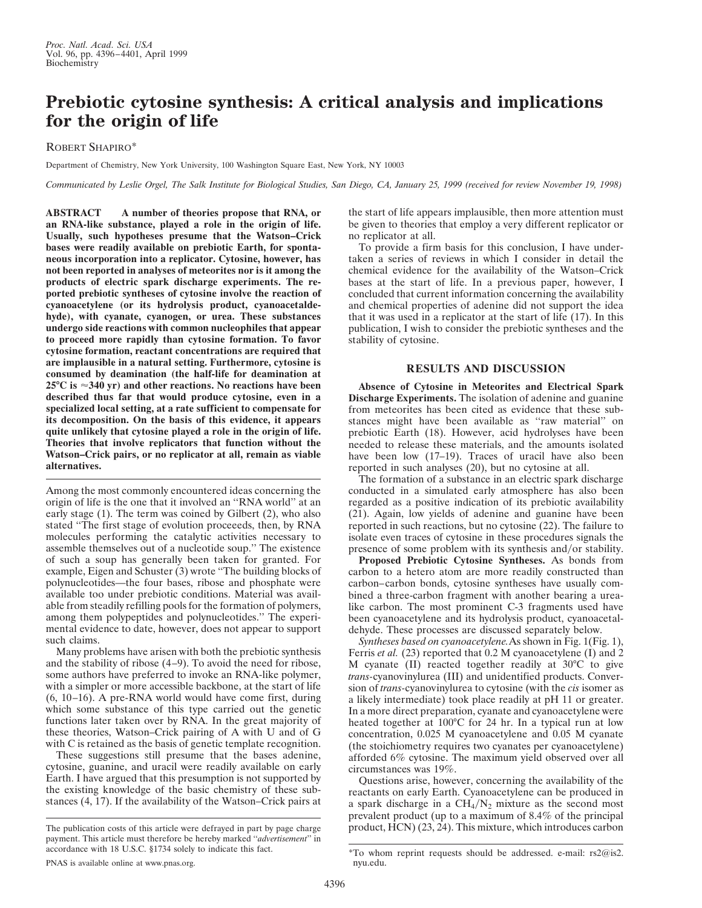# Prebiotic cytosine synthesis: A critical analysis and implications for the origin of life

ROBERT SHAPIRO*

Department of Chemistry, New York University, 100 Washington Square East, New York, NY 10003

*Communicated by Leslie Orgel, The Salk Institute for Biological Studies, San Diego, CA, January 25, 1999 (received for review November 19, 1998)*

**ABSTRACT** **A number of theories propose that RNA, or an RNA-like substance, played a role in the origin of life. Usually, such hypotheses presume that the Watson–Crick bases were readily available on prebiotic Earth, for spontaneous incorporation into a replicator. Cytosine, however, has not been reported in analyses of meteorites nor is it among the products of electric spark discharge experiments. The reported prebiotic syntheses of cytosine involve the reaction of cyanoacetylene (or its hydrolysis product, cyanoacetaldehyde), with cyanate, cyanogen, or urea. These substances undergo side reactions with common nucleophiles that appear to proceed more rapidly than cytosine formation. To favor cytosine formation, reactant concentrations are required that are implausible in a natural setting. Furthermore, cytosine is consumed by deamination (the half-life for deamination at 25°C is ≈340 yr) and other reactions. No reactions have been described thus far that would produce cytosine, even in a specialized local setting, at a rate sufficient to compensate for its decomposition. On the basis of this evidence, it appears quite unlikely that cytosine played a role in the origin of life. Theories that involve replicators that function without the Watson–Crick pairs, or no replicator at all, remain as viable alternatives.**

Among the most commonly encountered ideas concerning the origin of life is the one that it involved an "RNA world" at an early stage (1). The term was coined by Gilbert (2), who also stated "The first stage of evolution proceeeds, then, by RNA molecules performing the catalytic activities necessary to assemble themselves out of a nucleotide soup." The existence of such a soup has generally been taken for granted. For example, Eigen and Schuster (3) wrote "The building blocks of polynucleotides—the four bases, ribose and phosphate were available too under prebiotic conditions. Material was available from steadily refilling pools for the formation of polymers, among them polypeptides and polynucleotides." The experimental evidence to date, however, does not appear to support such claims.

Many problems have arisen with both the prebiotic synthesis and the stability of ribose (4–9). To avoid the need for ribose, some authors have preferred to invoke an RNA-like polymer, with a simpler or more accessible backbone, at the start of life (6, 10–16). A pre-RNA world would have come first, during which some substance of this type carried out the genetic functions later taken over by RNA. In the great majority of these theories, Watson–Crick pairing of A with U and of G with C is retained as the basis of genetic template recognition.

These suggestions still presume that the bases adenine, cytosine, guanine, and uracil were readily available on early Earth. I have argued that this presumption is not supported by the existing knowledge of the basic chemistry of these substances (4, 17). If the availability of the Watson–Crick pairs at the start of life appears implausible, then more attention must be given to theories that employ a very different replicator or no replicator at all.

To provide a firm basis for this conclusion, I have undertaken a series of reviews in which I consider in detail the chemical evidence for the availability of the Watson–Crick bases at the start of life. In a previous paper, however, I concluded that current information concerning the availability and chemical properties of adenine did not support the idea that it was used in a replicator at the start of life (17). In this publication, I wish to consider the prebiotic syntheses and the stability of cytosine.

## RESULTS AND DISCUSSION

**Absence of Cytosine in Meteorites and Electrical Spark Discharge Experiments.** The isolation of adenine and guanine from meteorites has been cited as evidence that these substances might have been available as "raw material" on prebiotic Earth (18). However, acid hydrolyses have been needed to release these materials, and the amounts isolated have been low (17–19). Traces of uracil have also been reported in such analyses (20), but no cytosine at all.

The formation of a substance in an electric spark discharge conducted in a simulated early atmosphere has also been regarded as a positive indication of its prebiotic availability (21). Again, low yields of adenine and guanine have been reported in such reactions, but no cytosine (22). The failure to isolate even traces of cytosine in these procedures signals the presence of some problem with its synthesis and/or stability.

**Proposed Prebiotic Cytosine Syntheses.** As bonds from carbon to a hetero atom are more readily constructed than carbon–carbon bonds, cytosine syntheses have usually combined a three-carbon fragment with another bearing a urea-like carbon. The most prominent C-3 fragments used have been cyanoacetylene and its hydrolysis product, cyanoacetaldehyde. These processes are discussed separately below.

*Syntheses based on cyanoacetylene.* As shown in Fig. 1(Fig. 1), Ferris *et al.* (23) reported that 0.2 M cyanoacetylene (I) and 2 M cyanate (II) reacted together readily at 30°C to give *trans*-cyanovinylurea (III) and unidentified products. Conversion of *trans*-cyanovinylurea to cytosine (with the *cis* isomer as a likely intermediate) took place readily at pH 11 or greater. In a more direct preparation, cyanate and cyanoacetylene were heated together at 100°C for 24 hr. In a typical run at low concentration, 0.025 M cyanoacetylene and 0.05 M cyanate (the stoichiometry requires two cyanates per cyanoacetylene) afforded 6% cytosine. The maximum yield observed over all circumstances was 19%.

Questions arise, however, concerning the availability of the reactants on early Earth. Cyanoacetylene can be produced in a spark discharge in a $CH_4/N_2$ mixture as the second most prevalent product (up to a maximum of 8.4% of the principal product, HCN) (23, 24). This mixture, which introduces carbon

The publication costs of this article were defrayed in part by page charge payment. This article must therefore be hereby marked "*advertisement*" in accordance with 18 U.S.C. §1734 solely to indicate this fact.

PNAS is available online at www.pnas.org.

*To whom reprint requests should be addressed. e-mail: rs2@is2.nyu.edu.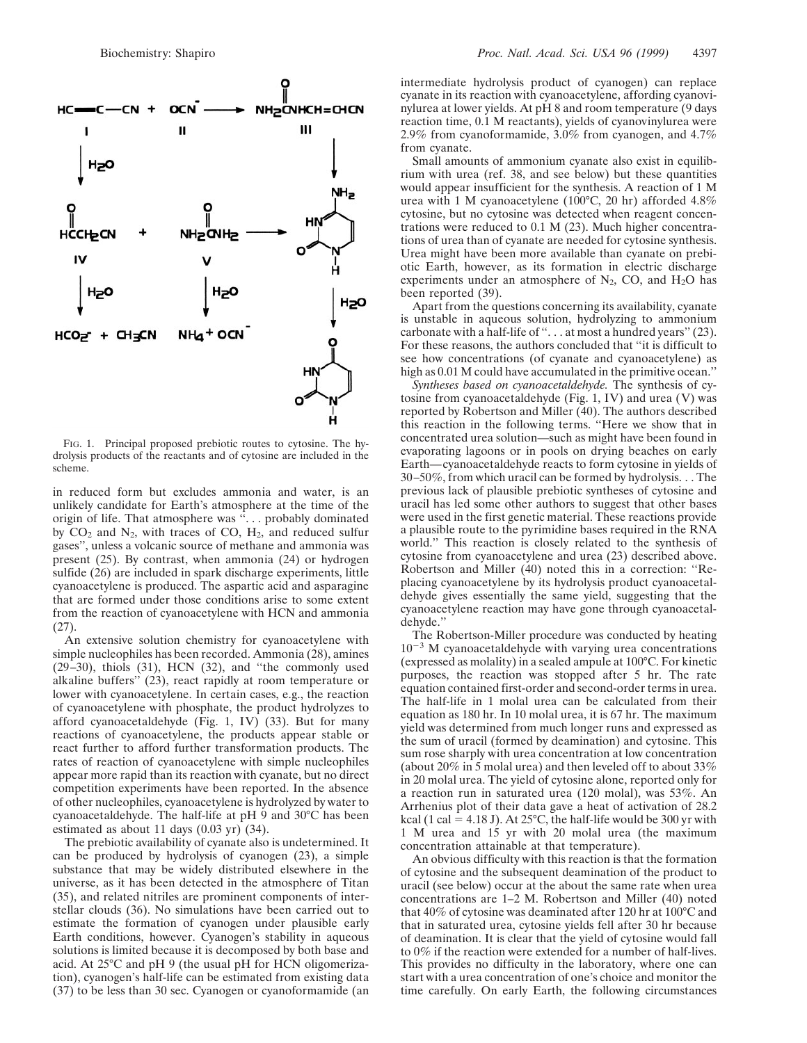FIG. 1. Principal proposed prebiotic routes to cytosine. The hydrolysis products of the reactants and of cytosine are included in the scheme.

in reduced form but excludes ammonia and water, is an unlikely candidate for Earth's atmosphere at the time of the origin of life. That atmosphere was ". . . probably dominated by $CO_2$ and $N_2$, with traces of CO, $H_2$, and reduced sulfur gases", unless a volcanic source of methane and ammonia was present (25). By contrast, when ammonia (24) or hydrogen sulfide (26) are included in spark discharge experiments, little cyanoacetylene is produced. The aspartic acid and asparagine that are formed under those conditions arise to some extent from the reaction of cyanoacetylene with HCN and ammonia (27).

An extensive solution chemistry for cyanoacetylene with simple nucleophiles has been recorded. Ammonia (28), amines (29–30), thiols (31), HCN (32), and "the commonly used alkaline buffers" (23), react rapidly at room temperature or lower with cyanoacetylene. In certain cases, e.g., the reaction of cyanoacetylene with phosphate, the product hydrolyzes to afford cyanoacetaldehyde (Fig. 1, IV) (33). But for many reactions of cyanoacetylene, the products appear stable or react further to afford further transformation products. The rates of reaction of cyanoacetylene with simple nucleophiles appear more rapid than its reaction with cyanate, but no direct competition experiments have been reported. In the absence of other nucleophiles, cyanoacetylene is hydrolyzed by water to cyanoacetaldehyde. The half-life at pH 9 and 30°C has been estimated as about 11 days (0.03 yr) (34).

The prebiotic availability of cyanate also is undetermined. It can be produced by hydrolysis of cyanogen (23), a simple substance that may be widely distributed elsewhere in the universe, as it has been detected in the atmosphere of Titan (35), and related nitriles are prominent components of interstellar clouds (36). No simulations have been carried out to estimate the formation of cyanogen under plausible early Earth conditions, however. Cyanogen's stability in aqueous solutions is limited because it is decomposed by both base and acid. At 25°C and pH 9 (the usual pH for HCN oligomerization), cyanogen's half-life can be estimated from existing data (37) to be less than 30 sec. Cyanogen or cyanoformamide (an intermediate hydrolysis product of cyanogen) can replace cyanate in its reaction with cyanoacetylene, affording cyanovinylurea at lower yields. At pH 8 and room temperature (9 days reaction time, 0.1 M reactants), yields of cyanovinylurea were 2.9% from cyanoformamide, 3.0% from cyanogen, and 4.7% from cyanate.

Small amounts of ammonium cyanate also exist in equilibrium with urea (ref. 38, and see below) but these quantities would appear insufficient for the synthesis. A reaction of 1 M urea with 1 M cyanoacetylene (100°C, 20 hr) afforded 4.8% cytosine, but no cytosine was detected when reagent concentrations were reduced to 0.1 M (23). Much higher concentrations of urea than of cyanate are needed for cytosine synthesis. Urea might have been more available than cyanate on prebiotic Earth, however, as its formation in electric discharge experiments under an atmosphere of $N_2$, CO, and $H_2O$ has been reported (39).

Apart from the questions concerning its availability, cyanate is unstable in aqueous solution, hydrolyzing to ammonium carbonate with a half-life of ". . . at most a hundred years" (23). For these reasons, the authors concluded that "it is difficult to see how concentrations (of cyanate and cyanoacetylene) as high as 0.01 M could have accumulated in the primitive ocean."

*Syntheses based on cyanoacetaldehyde.* The synthesis of cytosine from cyanoacetaldehyde (Fig. 1, IV) and urea (V) was reported by Robertson and Miller (40). The authors described this reaction in the following terms. "Here we show that in concentrated urea solution—such as might have been found in evaporating lagoons or in pools on drying beaches on early Earth—cyanoacetaldehyde reacts to form cytosine in yields of 30–50%, from which uracil can be formed by hydrolysis. . . The previous lack of plausible prebiotic syntheses of cytosine and uracil has led some other authors to suggest that other bases were used in the first genetic material. These reactions provide a plausible route to the pyrimidine bases required in the RNA world." This reaction is closely related to the synthesis of cytosine from cyanoacetylene and urea (23) described above. Robertson and Miller (40) noted this in a correction: "Replacing cyanoacetylene by its hydrolysis product cyanoacetaldehyde gives essentially the same yield, suggesting that the cyanoacetylene reaction may have gone through cyanoacetaldehyde."

The Robertson-Miller procedure was conducted by heating $10^{-3}$ M cyanoacetaldehyde with varying urea concentrations (expressed as molality) in a sealed ampule at 100°C. For kinetic purposes, the reaction was stopped after 5 hr. The rate equation contained first-order and second-order terms in urea. The half-life in 1 molal urea can be calculated from their equation as 180 hr. In 10 molal urea, it is 67 hr. The maximum yield was determined from much longer runs and expressed as the sum of uracil (formed by deamination) and cytosine. This sum rose sharply with urea concentration at low concentration (about 20% in 5 molal urea) and then leveled off to about 33% in 20 molal urea. The yield of cytosine alone, reported only for a reaction run in saturated urea (120 molal), was 53%. An Arrhenius plot of their data gave a heat of activation of 28.2 kcal (1 cal = 4.18 J). At 25°C, the half-life would be 300 yr with 1 M urea and 15 yr with 20 molal urea (the maximum concentration attainable at that temperature).

An obvious difficulty with this reaction is that the formation of cytosine and the subsequent deamination of the product to uracil (see below) occur at the about the same rate when urea concentrations are 1–2 M. Robertson and Miller (40) noted that 40% of cytosine was deaminated after 120 hr at 100°C and that in saturated urea, cytosine yields fell after 30 hr because of deamination. It is clear that the yield of cytosine would fall to 0% if the reaction were extended for a number of half-lives. This provides no difficulty in the laboratory, where one can start with a urea concentration of one's choice and monitor the time carefully. On early Earth, the following circumstances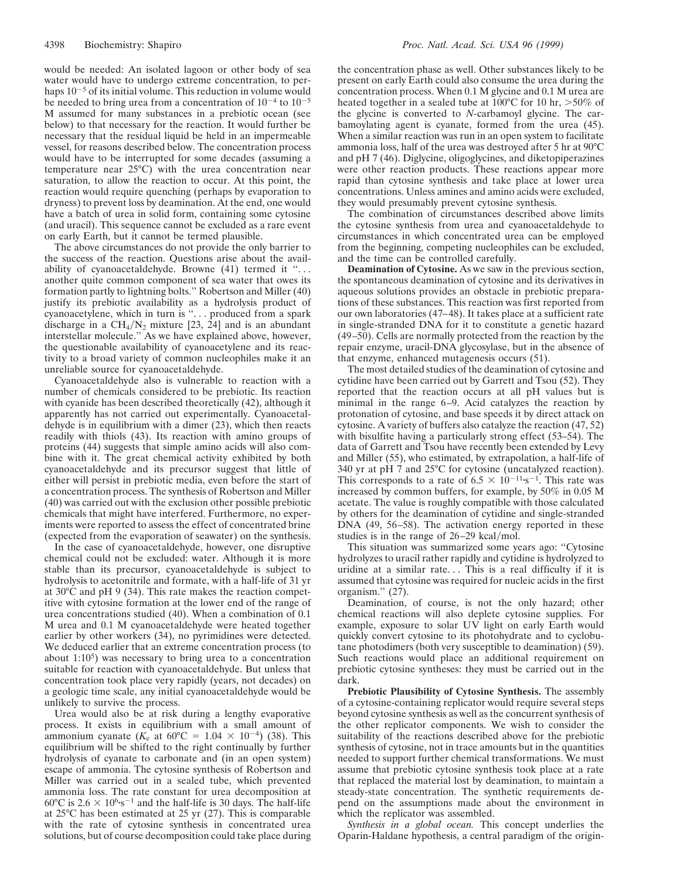would be needed: An isolated lagoon or other body of sea water would have to undergo extreme concentration, to perhaps $10^{-5}$ of its initial volume. This reduction in volume would be needed to bring urea from a concentration of $10^{-4}$ to $10^{-5}$ M assumed for many substances in a prebiotic ocean (see below) to that necessary for the reaction. It would further be necessary that the residual liquid be held in an impermeable vessel, for reasons described below. The concentration process would have to be interrupted for some decades (assuming a temperature near 25°C) with the urea concentration near saturation, to allow the reaction to occur. At this point, the reaction would require quenching (perhaps by evaporation to dryness) to prevent loss by deamination. At the end, one would have a batch of urea in solid form, containing some cytosine (and uracil). This sequence cannot be excluded as a rare event on early Earth, but it cannot be termed plausible.

The above circumstances do not provide the only barrier to the success of the reaction. Questions arise about the availability of cyanoacetaldehyde. Browne (41) termed it ". . . another quite common component of sea water that owes its formation partly to lightning bolts." Robertson and Miller (40) justify its prebiotic availability as a hydrolysis product of cyanoacetylene, which in turn is ". . . produced from a spark discharge in a $CH_4/N_2$ mixture [23, 24] and is an abundant interstellar molecule." As we have explained above, however, the questionable availability of cyanoacetylene and its reactivity to a broad variety of common nucleophiles make it an unreliable source for cyanoacetaldehyde.

Cyanoacetaldehyde also is vulnerable to reaction with a number of chemicals considered to be prebiotic. Its reaction with cyanide has been described theoretically (42), although it apparently has not carried out experimentally. Cyanoacetaldehyde is in equilibrium with a dimer (23), which then reacts readily with thiols (43). Its reaction with amino groups of proteins (44) suggests that simple amino acids will also combine with it. The great chemical activity exhibited by both cyanoacetaldehyde and its precursor suggest that little of either will persist in prebiotic media, even before the start of a concentration process. The synthesis of Robertson and Miller (40) was carried out with the exclusion other possible prebiotic chemicals that might have interfered. Furthermore, no experiments were reported to assess the effect of concentrated brine (expected from the evaporation of seawater) on the synthesis.

In the case of cyanoacetaldehyde, however, one disruptive chemical could not be excluded: water. Although it is more stable than its precursor, cyanoacetaldehyde is subject to hydrolysis to acetonitrile and formate, with a half-life of 31 yr at 30°C and pH 9 (34). This rate makes the reaction competitive with cytosine formation at the lower end of the range of urea concentrations studied (40). When a combination of 0.1 M urea and 0.1 M cyanoacetaldehyde were heated together earlier by other workers (34), no pyrimidines were detected. We deduced earlier that an extreme concentration process (to about 1:$10^5$) was necessary to bring urea to a concentration suitable for reaction with cyanoacetaldehyde. But unless that concentration took place very rapidly (years, not decades) on a geologic time scale, any initial cyanoacetaldehyde would be unlikely to survive the process.

Urea would also be at risk during a lengthy evaporative process. It exists in equilibrium with a small amount of ammonium cyanate ($K_e$ at 60°C = $1.04 \times 10^{-4}$) (38). This equilibrium will be shifted to the right continually by further hydrolysis of cyanate to carbonate and (in an open system) escape of ammonia. The cytosine synthesis of Robertson and Miller was carried out in a sealed tube, which prevented ammonia loss. The rate constant for urea decomposition at 60°C is $2.6 \times 10^{6} \cdot s^{-1}$ and the half-life is 30 days. The half-life at 25°C has been estimated at 25 yr (27). This is comparable with the rate of cytosine synthesis in concentrated urea solutions, but of course decomposition could take place during the concentration phase as well. Other substances likely to be present on early Earth could also consume the urea during the concentration process. When 0.1 M glycine and 0.1 M urea are heated together in a sealed tube at 100°C for 10 hr, >50% of the glycine is converted to *N*-carbamoyl glycine. The carbamoylating agent is cyanate, formed from the urea (45). When a similar reaction was run in an open system to facilitate ammonia loss, half of the urea was destroyed after 5 hr at 90°C and pH 7 (46). Diglycine, oligoglycines, and diketopiperazines were other reaction products. These reactions appear more rapid than cytosine synthesis and take place at lower urea concentrations. Unless amines and amino acids were excluded, they would presumably prevent cytosine synthesis.

The combination of circumstances described above limits the cytosine synthesis from urea and cyanoacetaldehyde to circumstances in which concentrated urea can be employed from the beginning, competing nucleophiles can be excluded, and the time can be controlled carefully.

**Deamination of Cytosine.** As we saw in the previous section, the spontaneous deamination of cytosine and its derivatives in aqueous solutions provides an obstacle in prebiotic preparations of these substances. This reaction was first reported from our own laboratories (47–48). It takes place at a sufficient rate in single-stranded DNA for it to constitute a genetic hazard (49–50). Cells are normally protected from the reaction by the repair enzyme, uracil-DNA glycosylase, but in the absence of that enzyme, enhanced mutagenesis occurs (51).

The most detailed studies of the deamination of cytosine and cytidine have been carried out by Garrett and Tsou (52). They reported that the reaction occurs at all pH values but is minimal in the range 6–9. Acid catalyzes the reaction by protonation of cytosine, and base speeds it by direct attack on cytosine. A variety of buffers also catalyze the reaction (47, 52) with bisulfite having a particularly strong effect (53–54). The data of Garrett and Tsou have recently been extended by Levy and Miller (55), who estimated, by extrapolation, a half-life of 340 yr at pH 7 and 25°C for cytosine (uncatalyzed reaction). This corresponds to a rate of $6.5 \times 10^{-11} \cdot s^{-1}$. This rate was increased by common buffers, for example, by 50% in 0.05 M acetate. The value is roughly compatible with those calculated by others for the deamination of cytidine and single-stranded DNA (49, 56–58). The activation energy reported in these studies is in the range of 26–29 kcal/mol.

This situation was summarized some years ago: "Cytosine hydrolyzes to uracil rather rapidly and cytidine is hydrolyzed to uridine at a similar rate. . . This is a real difficulty if it is assumed that cytosine was required for nucleic acids in the first organism." (27).

Deamination, of course, is not the only hazard; other chemical reactions will also deplete cytosine supplies. For example, exposure to solar UV light on early Earth would quickly convert cytosine to its photohydrate and to cyclobutane photodimers (both very susceptible to deamination) (59). Such reactions would place an additional requirement on prebiotic cytosine syntheses: they must be carried out in the dark.

**Prebiotic Plausibility of Cytosine Synthesis.** The assembly of a cytosine-containing replicator would require several steps beyond cytosine synthesis as well as the concurrent synthesis of the other replicator components. We wish to consider the suitability of the reactions described above for the prebiotic synthesis of cytosine, not in trace amounts but in the quantities needed to support further chemical transformations. We must assume that prebiotic cytosine synthesis took place at a rate that replaced the material lost by deamination, to maintain a steady-state concentration. The synthetic requirements depend on the assumptions made about the environment in which the replicator was assembled.

*Synthesis in a global ocean.* This concept underlies the Oparin-Haldane hypothesis, a central paradigm of the origin-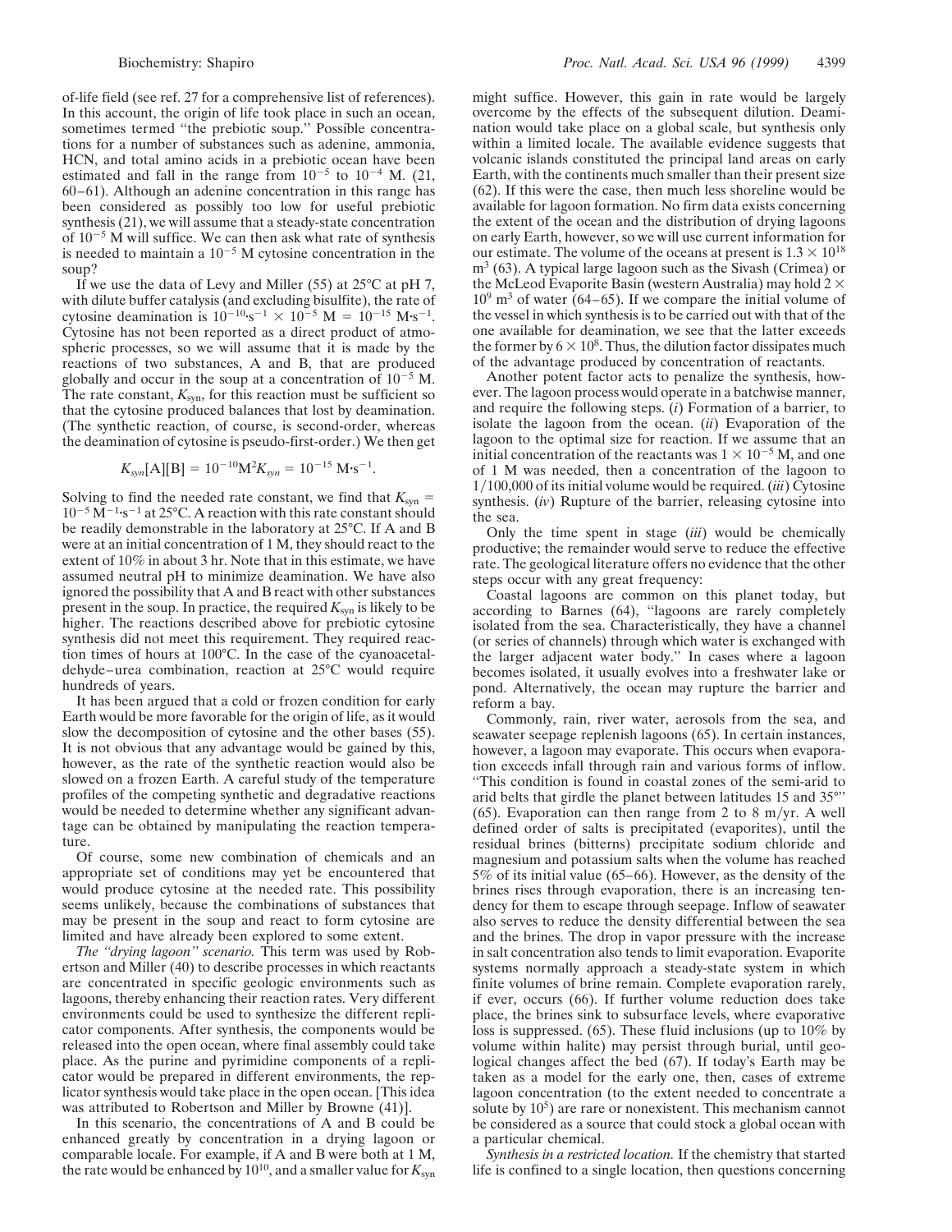of-life field (see ref. 27 for a comprehensive list of references). In this account, the origin of life took place in such an ocean, sometimes termed "the prebiotic soup." Possible concentrations for a number of substances such as adenine, ammonia, HCN, and total amino acids in a prebiotic ocean have been estimated and fall in the range from $10^{-5}$ to $10^{-4}$ M. (21, 60–61). Although an adenine concentration in this range has been considered as possibly too low for useful prebiotic synthesis (21), we will assume that a steady-state concentration of $10^{-5}$ M will suffice. We can then ask what rate of synthesis is needed to maintain a $10^{-5}$ M cytosine concentration in the soup?

If we use the data of Levy and Miller (55) at 25°C at pH 7, with dilute buffer catalysis (and excluding bisulfite), the rate of cytosine deamination is $10^{-10}\cdot s^{-1} \times 10^{-5}$ M $= 10^{-15}$ $M\cdot s^{-1}$. Cytosine has not been reported as a direct product of atmospheric processes, so we will assume that it is made by the reactions of two substances, A and B, that are produced globally and occur in the soup at a concentration of $10^{-5}$ M. The rate constant, $K_{syn}$, for this reaction must be sufficient so that the cytosine produced balances that lost by deamination. (The synthetic reaction, of course, is second-order, whereas the deamination of cytosine is pseudo-first-order.) We then get

$$K_{syn}[A][B] = 10^{-10} M^2 K_{syn} = 10^{-15}\ M\cdot s^{-1}.$$

Solving to find the needed rate constant, we find that $K_{syn} = 10^{-5}\ M^{-1}\cdot s^{-1}$ at 25°C. A reaction with this rate constant should be readily demonstrable in the laboratory at 25°C. If A and B were at an initial concentration of 1 M, they should react to the extent of 10% in about 3 hr. Note that in this estimate, we have assumed neutral pH to minimize deamination. We have also ignored the possibility that A and B react with other substances present in the soup. In practice, the required $K_{syn}$ is likely to be higher. The reactions described above for prebiotic cytosine synthesis did not meet this requirement. They required reaction times of hours at 100°C. In the case of the cyanoacetaldehyde–urea combination, reaction at 25°C would require hundreds of years.

It has been argued that a cold or frozen condition for early Earth would be more favorable for the origin of life, as it would slow the decomposition of cytosine and the other bases (55). It is not obvious that any advantage would be gained by this, however, as the rate of the synthetic reaction would also be slowed on a frozen Earth. A careful study of the temperature profiles of the competing synthetic and degradative reactions would be needed to determine whether any significant advantage can be obtained by manipulating the reaction temperature.

Of course, some new combination of chemicals and an appropriate set of conditions may yet be encountered that would produce cytosine at the needed rate. This possibility seems unlikely, because the combinations of substances that may be present in the soup and react to form cytosine are limited and have already been explored to some extent.

*The "drying lagoon" scenario.* This term was used by Robertson and Miller (40) to describe processes in which reactants are concentrated in specific geologic environments such as lagoons, thereby enhancing their reaction rates. Very different environments could be used to synthesize the different replicator components. After synthesis, the components would be released into the open ocean, where final assembly could take place. As the purine and pyrimidine components of a replicator would be prepared in different environments, the replicator synthesis would take place in the open ocean. [This idea was attributed to Robertson and Miller by Browne (41).]

In this scenario, the concentrations of A and B could be enhanced greatly by concentration in a drying lagoon or comparable locale. For example, if A and B were both at 1 M, the rate would be enhanced by $10^{10}$, and a smaller value for $K_{syn}$ might suffice. However, this gain in rate would be largely overcome by the effects of the subsequent dilution. Deamination would take place on a global scale, but synthesis only within a limited locale. The available evidence suggests that volcanic islands constituted the principal land areas on early Earth, with the continents much smaller than their present size (62). If this were the case, then much less shoreline would be available for lagoon formation. No firm data exists concerning the extent of the ocean and the distribution of drying lagoons on early Earth, however, so we will use current information for our estimate. The volume of the oceans at present is $1.3 \times 10^{18}$ $m^3$ (63). A typical large lagoon such as the Sivash (Crimea) or the McLeod Evaporite Basin (western Australia) may hold $2 \times 10^9$ $m^3$ of water (64–65). If we compare the initial volume of the vessel in which synthesis is to be carried out with that of the one available for deamination, we see that the latter exceeds the former by $6 \times 10^8$. Thus, the dilution factor dissipates much of the advantage produced by concentration of reactants.

Another potent factor acts to penalize the synthesis, however. The lagoon process would operate in a batchwise manner, and require the following steps. (*i*) Formation of a barrier, to isolate the lagoon from the ocean. (*ii*) Evaporation of the lagoon to the optimal size for reaction. If we assume that an initial concentration of the reactants was $1 \times 10^{-5}$ M, and one of 1 M was needed, then a concentration of the lagoon to 1/100,000 of its initial volume would be required. (*iii*) Cytosine synthesis. (*iv*) Rupture of the barrier, releasing cytosine into the sea.

Only the time spent in stage (*iii*) would be chemically productive; the remainder would serve to reduce the effective rate. The geological literature offers no evidence that the other steps occur with any great frequency:

Coastal lagoons are common on this planet today, but according to Barnes (64), "lagoons are rarely completely isolated from the sea. Characteristically, they have a channel (or series of channels) through which water is exchanged with the larger adjacent water body." In cases where a lagoon becomes isolated, it usually evolves into a freshwater lake or pond. Alternatively, the ocean may rupture the barrier and reform a bay.

Commonly, rain, river water, aerosols from the sea, and seawater seepage replenish lagoons (65). In certain instances, however, a lagoon may evaporate. This occurs when evaporation exceeds infall through rain and various forms of inflow. "This condition is found in coastal zones of the semi-arid to arid belts that girdle the planet between latitudes 15 and 35°" (65). Evaporation can then range from 2 to 8 m/yr. A well defined order of salts is precipitated (evaporites), until the residual brines (bitterns) precipitate sodium chloride and magnesium and potassium salts when the volume has reached 5% of its initial value (65–66). However, as the density of the brines rises through evaporation, there is an increasing tendency for them to escape through seepage. Inflow of seawater also serves to reduce the density differential between the sea and the brines. The drop in vapor pressure with the increase in salt concentration also tends to limit evaporation. Evaporite systems normally approach a steady-state system in which finite volumes of brine remain. Complete evaporation rarely, if ever, occurs (66). If further volume reduction does take place, the brines sink to subsurface levels, where evaporative loss is suppressed. (65). These fluid inclusions (up to 10% by volume within halite) may persist through burial, until geological changes affect the bed (67). If today's Earth may be taken as a model for the early one, then, cases of extreme lagoon concentration (to the extent needed to concentrate a solute by $10^5$) are rare or nonexistent. This mechanism cannot be considered as a source that could stock a global ocean with a particular chemical.

*Synthesis in a restricted location.* If the chemistry that started life is confined to a single location, then questions concerning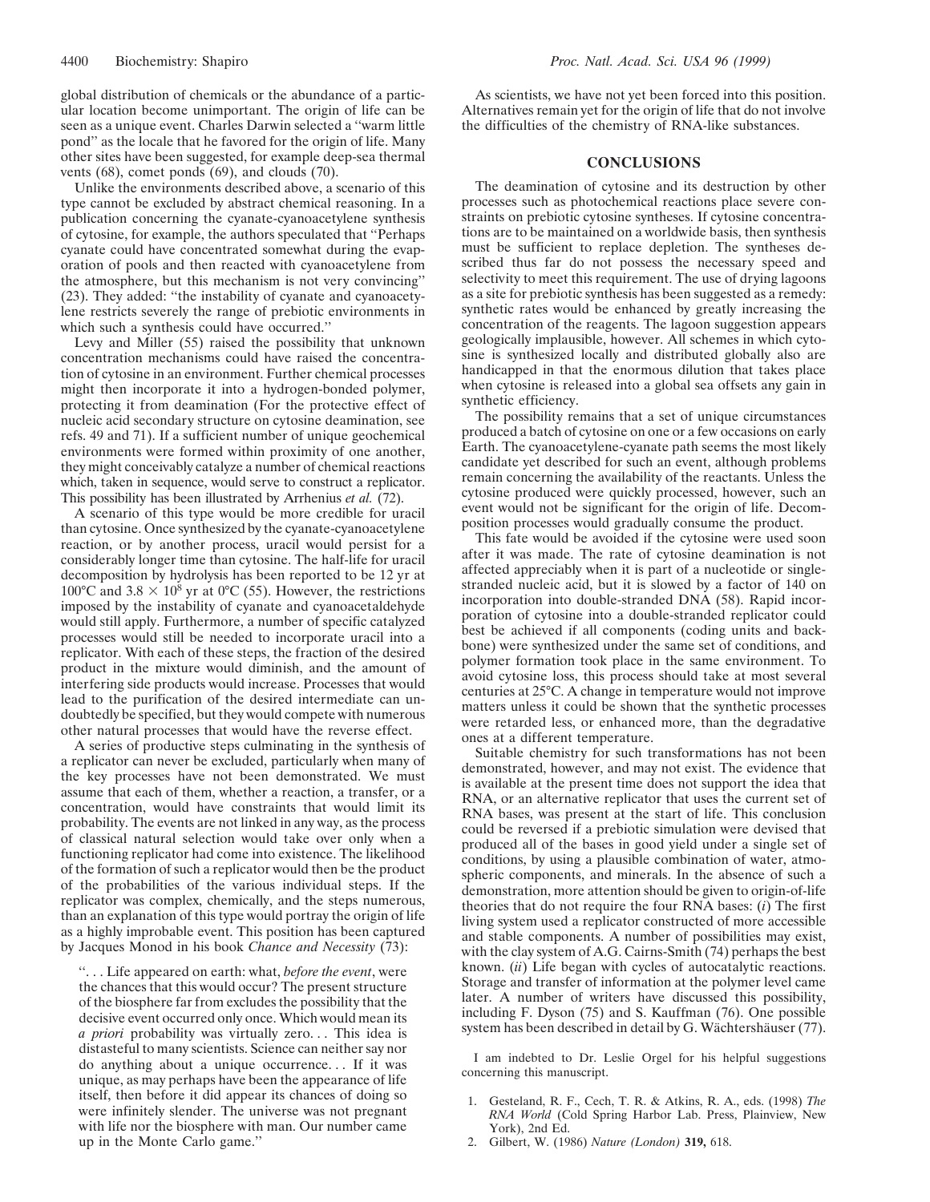global distribution of chemicals or the abundance of a particular location become unimportant. The origin of life can be seen as a unique event. Charles Darwin selected a ''warm little pond'' as the locale that he favored for the origin of life. Many other sites have been suggested, for example deep-sea thermal vents (68), comet ponds (69), and clouds (70).

Unlike the environments described above, a scenario of this type cannot be excluded by abstract chemical reasoning. In a publication concerning the cyanate-cyanoacetylene synthesis of cytosine, for example, the authors speculated that ''Perhaps cyanate could have concentrated somewhat during the evaporation of pools and then reacted with cyanoacetylene from the atmosphere, but this mechanism is not very convincing'' (23). They added: ''the instability of cyanate and cyanoacetylene restricts severely the range of prebiotic environments in which such a synthesis could have occurred.''

Levy and Miller (55) raised the possibility that unknown concentration mechanisms could have raised the concentration of cytosine in an environment. Further chemical processes might then incorporate it into a hydrogen-bonded polymer, protecting it from deamination (For the protective effect of nucleic acid secondary structure on cytosine deamination, see refs. 49 and 71). If a sufficient number of unique geochemical environments were formed within proximity of one another, they might conceivably catalyze a number of chemical reactions which, taken in sequence, would serve to construct a replicator. This possibility has been illustrated by Arrhenius *et al.* (72).

A scenario of this type would be more credible for uracil than cytosine. Once synthesized by the cyanate-cyanoacetylene reaction, or by another process, uracil would persist for a considerably longer time than cytosine. The half-life for uracil decomposition by hydrolysis has been reported to be 12 yr at 100°C and $3.8 \times 10^8$ yr at 0°C (55). However, the restrictions imposed by the instability of cyanate and cyanoacetaldehyde would still apply. Furthermore, a number of specific catalyzed processes would still be needed to incorporate uracil into a replicator. With each of these steps, the fraction of the desired product in the mixture would diminish, and the amount of interfering side products would increase. Processes that would lead to the purification of the desired intermediate can undoubtedly be specified, but they would compete with numerous other natural processes that would have the reverse effect.

A series of productive steps culminating in the synthesis of a replicator can never be excluded, particularly when many of the key processes have not been demonstrated. We must assume that each of them, whether a reaction, a transfer, or a concentration, would have constraints that would limit its probability. The events are not linked in any way, as the process of classical natural selection would take over only when a functioning replicator had come into existence. The likelihood of the formation of such a replicator would then be the product of the probabilities of the various individual steps. If the replicator was complex, chemically, and the steps numerous, than an explanation of this type would portray the origin of life as a highly improbable event. This position has been captured by Jacques Monod in his book *Chance and Necessity* (73):

> ''. . . Life appeared on earth: what, *before the event*, were the chances that this would occur? The present structure of the biosphere far from excludes the possibility that the decisive event occurred only once. Which would mean its *a priori* probability was virtually zero. . . This idea is distasteful to many scientists. Science can neither say nor do anything about a unique occurrence. . . If it was unique, as may perhaps have been the appearance of life itself, then before it did appear its chances of doing so were infinitely slender. The universe was not pregnant with life nor the biosphere with man. Our number came up in the Monte Carlo game.''

As scientists, we have not yet been forced into this position. Alternatives remain yet for the origin of life that do not involve the difficulties of the chemistry of RNA-like substances.

## CONCLUSIONS

The deamination of cytosine and its destruction by other processes such as photochemical reactions place severe constraints on prebiotic cytosine syntheses. If cytosine concentrations are to be maintained on a worldwide basis, then synthesis must be sufficient to replace depletion. The syntheses described thus far do not possess the necessary speed and selectivity to meet this requirement. The use of drying lagoons as a site for prebiotic synthesis has been suggested as a remedy: synthetic rates would be enhanced by greatly increasing the concentration of the reagents. The lagoon suggestion appears geologically implausible, however. All schemes in which cytosine is synthesized locally and distributed globally also are handicapped in that the enormous dilution that takes place when cytosine is released into a global sea offsets any gain in synthetic efficiency.

The possibility remains that a set of unique circumstances produced a batch of cytosine on one or a few occasions on early Earth. The cyanoacetylene-cyanate path seems the most likely candidate yet described for such an event, although problems remain concerning the availability of the reactants. Unless the cytosine produced were quickly processed, however, such an event would not be significant for the origin of life. Decomposition processes would gradually consume the product.

This fate would be avoided if the cytosine were used soon after it was made. The rate of cytosine deamination is not affected appreciably when it is part of a nucleotide or single-stranded nucleic acid, but it is slowed by a factor of 140 on incorporation into double-stranded DNA (58). Rapid incorporation of cytosine into a double-stranded replicator could best be achieved if all components (coding units and backbone) were synthesized under the same set of conditions, and polymer formation took place in the same environment. To avoid cytosine loss, this process should take at most several centuries at 25°C. A change in temperature would not improve matters unless it could be shown that the synthetic processes were retarded less, or enhanced more, than the degradative ones at a different temperature.

Suitable chemistry for such transformations has not been demonstrated, however, and may not exist. The evidence that is available at the present time does not support the idea that RNA, or an alternative replicator that uses the current set of RNA bases, was present at the start of life. This conclusion could be reversed if a prebiotic simulation were devised that produced all of the bases in good yield under a single set of conditions, by using a plausible combination of water, atmospheric components, and minerals. In the absence of such a demonstration, more attention should be given to origin-of-life theories that do not require the four RNA bases: (*i*) The first living system used a replicator constructed of more accessible and stable components. A number of possibilities may exist, with the clay system of A.G. Cairns-Smith (74) perhaps the best known. (*ii*) Life began with cycles of autocatalytic reactions. Storage and transfer of information at the polymer level came later. A number of writers have discussed this possibility, including F. Dyson (75) and S. Kauffman (76). One possible system has been described in detail by G. Wächtershäuser (77).

I am indebted to Dr. Leslie Orgel for his helpful suggestions concerning this manuscript.

1. Gesteland, R. F., Cech, T. R. & Atkins, R. A., eds. (1998) *The RNA World* (Cold Spring Harbor Lab. Press, Plainview, New York), 2nd Ed.
2. Gilbert, W. (1986) *Nature (London)* **319,** 618.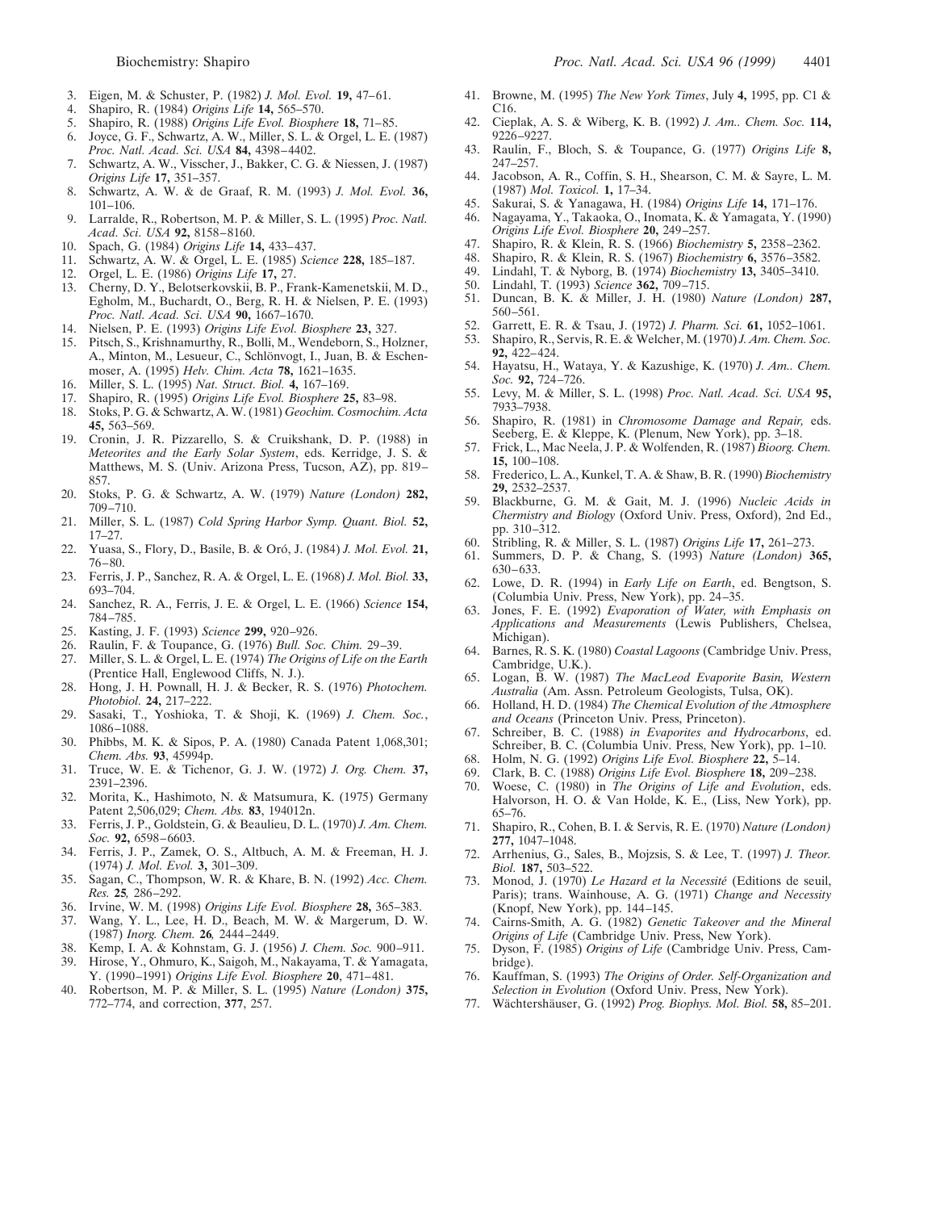3. Eigen, M. & Schuster, P. (1982) *J. Mol. Evol.* **19,** 47–61.
4. Shapiro, R. (1984) *Origins Life* **14,** 565–570.
5. Shapiro, R. (1988) *Origins Life Evol. Biosphere* **18,** 71–85.
6. Joyce, G. F., Schwartz, A. W., Miller, S. L. & Orgel, L. E. (1987) *Proc. Natl. Acad. Sci. USA* **84,** 4398–4402.
7. Schwartz, A. W., Visscher, J., Bakker, C. G. & Niessen, J. (1987) *Origins Life* **17,** 351–357.
8. Schwartz, A. W. & de Graaf, R. M. (1993) *J. Mol. Evol.* **36,** 101–106.
9. Larralde, R., Robertson, M. P. & Miller, S. L. (1995) *Proc. Natl. Acad. Sci. USA* **92,** 8158–8160.
10. Spach, G. (1984) *Origins Life* **14,** 433–437.
11. Schwartz, A. W. & Orgel, L. E. (1985) *Science* **228,** 185–187.
12. Orgel, L. E. (1986) *Origins Life* **17,** 27.
13. Cherny, D. Y., Belotserkovskii, B. P., Frank-Kamenetskii, M. D., Egholm, M., Buchardt, O., Berg, R. H. & Nielsen, P. E. (1993) *Proc. Natl. Acad. Sci. USA* **90,** 1667–1670.
14. Nielsen, P. E. (1993) *Origins Life Evol. Biosphere* **23,** 327.
15. Pitsch, S., Krishnamurthy, R., Bolli, M., Wendeborn, S., Holzner, A., Minton, M., Lesueur, C., Schlönvogt, I., Juan, B. & Eschenmoser, A. (1995) *Helv. Chim. Acta* **78,** 1621–1635.
16. Miller, S. L. (1995) *Nat. Struct. Biol.* **4,** 167–169.
17. Shapiro, R. (1995) *Origins Life Evol. Biosphere* **25,** 83–98.
18. Stoks, P. G. & Schwartz, A. W. (1981) *Geochim. Cosmochim. Acta* **45,** 563–569.
19. Cronin, J. R. Pizzarello, S. & Cruikshank, D. P. (1988) in *Meteorites and the Early Solar System*, eds. Kerridge, J. S. & Matthews, M. S. (Univ. Arizona Press, Tucson, AZ), pp. 819–857.
20. Stoks, P. G. & Schwartz, A. W. (1979) *Nature (London)* **282,** 709–710.
21. Miller, S. L. (1987) *Cold Spring Harbor Symp. Quant. Biol.* **52,** 17–27.
22. Yuasa, S., Flory, D., Basile, B. & Oró, J. (1984) *J. Mol. Evol.* **21,** 76–80.
23. Ferris, J. P., Sanchez, R. A. & Orgel, L. E. (1968) *J. Mol. Biol.* **33,** 693–704.
24. Sanchez, R. A., Ferris, J. E. & Orgel, L. E. (1966) *Science* **154,** 784–785.
25. Kasting, J. F. (1993) *Science* **299,** 920–926.
26. Raulin, F. & Toupance, G. (1976) *Bull. Soc. Chim.* 29–39.
27. Miller, S. L. & Orgel, L. E. (1974) *The Origins of Life on the Earth* (Prentice Hall, Englewood Cliffs, N. J.).
28. Hong, J. H. Pownall, H. J. & Becker, R. S. (1976) *Photochem. Photobiol.* **24,** 217–222.
29. Sasaki, T., Yoshioka, T. & Shoji, K. (1969) *J. Chem. Soc.*, 1086–1088.
30. Phibbs, M. K. & Sipos, P. A. (1980) Canada Patent 1,068,301; *Chem. Abs.* **93**, 45994p.
31. Truce, W. E. & Tichenor, G. J. W. (1972) *J. Org. Chem.* **37,** 2391–2396.
32. Morita, K., Hashimoto, N. & Matsumura, K. (1975) Germany Patent 2,506,029; *Chem. Abs.* **83**, 194012n.
33. Ferris, J. P., Goldstein, G. & Beaulieu, D. L. (1970) *J. Am. Chem. Soc.* **92,** 6598–6603.
34. Ferris, J. P., Zamek, O. S., Altbuch, A. M. & Freeman, H. J. (1974) *J. Mol. Evol.* **3,** 301–309.
35. Sagan, C., Thompson, W. R. & Khare, B. N. (1992) *Acc. Chem. Res.* **25***,* 286–292.
36. Irvine, W. M. (1998) *Origins Life Evol. Biosphere* **28,** 365–383.
37. Wang, Y. L., Lee, H. D., Beach, M. W. & Margerum, D. W. (1987) *Inorg. Chem.* **26***,* 2444–2449.
38. Kemp, I. A. & Kohnstam, G. J. (1956) *J. Chem. Soc.* 900–911.
39. Hirose, Y., Ohmuro, K., Saigoh, M., Nakayama, T. & Yamagata, Y. (1990–1991) *Origins Life Evol. Biosphere* **20**, 471–481.
40. Robertson, M. P. & Miller, S. L. (1995) *Nature (London)* **375,** 772–774, and correction, **377**, 257.
41. Browne, M. (1995) *The New York Times*, July **4,** 1995, pp. C1 & C16.
42. Cieplak, A. S. & Wiberg, K. B. (1992) *J. Am.. Chem. Soc.* **114,** 9226–9227.
43. Raulin, F., Bloch, S. & Toupance, G. (1977) *Origins Life* **8,** 247–257.
44. Jacobson, A. R., Coffin, S. H., Shearson, C. M. & Sayre, L. M. (1987) *Mol. Toxicol.* **1,** 17–34.
45. Sakurai, S. & Yanagawa, H. (1984) *Origins Life* **14,** 171–176.
46. Nagayama, Y., Takaoka, O., Inomata, K. & Yamagata, Y. (1990) *Origins Life Evol. Biosphere* **20,** 249–257.
47. Shapiro, R. & Klein, R. S. (1966) *Biochemistry* **5,** 2358–2362.
48. Shapiro, R. & Klein, R. S. (1967) *Biochemistry* **6,** 3576–3582.
49. Lindahl, T. & Nyborg, B. (1974) *Biochemistry* **13,** 3405–3410.
50. Lindahl, T. (1993) *Science* **362,** 709–715.
51. Duncan, B. K. & Miller, J. H. (1980) *Nature (London)* **287,** 560–561.
52. Garrett, E. R. & Tsau, J. (1972) *J. Pharm. Sci.* **61,** 1052–1061.
53. Shapiro, R., Servis, R. E. & Welcher, M. (1970) *J. Am. Chem. Soc.* **92,** 422–424.
54. Hayatsu, H., Wataya, Y. & Kazushige, K. (1970) *J. Am.. Chem. Soc.* **92,** 724–726.
55. Levy, M. & Miller, S. L. (1998) *Proc. Natl. Acad. Sci. USA* **95,** 7933–7938.
56. Shapiro, R. (1981) in *Chromosome Damage and Repair,* eds. Seeberg, E. & Kleppe, K. (Plenum, New York), pp. 3–18.
57. Frick, L., Mac Neela, J. P. & Wolfenden, R. (1987) *Bioorg. Chem.* **15,** 100–108.
58. Frederico, L. A., Kunkel, T. A. & Shaw, B. R. (1990) *Biochemistry* **29,** 2532–2537.
59. Blackburne, G. M. & Gait, M. J. (1996) *Nucleic Acids in Chermistry and Biology* (Oxford Univ. Press, Oxford), 2nd Ed., pp. 310–312.
60. Stribling, R. & Miller, S. L. (1987) *Origins Life* **17,** 261–273.
61. Summers, D. P. & Chang, S. (1993) *Nature (London)* **365,** 630–633.
62. Lowe, D. R. (1994) in *Early Life on Earth*, ed. Bengtson, S. (Columbia Univ. Press, New York), pp. 24–35.
63. Jones, F. E. (1992) *Evaporation of Water, with Emphasis on Applications and Measurements* (Lewis Publishers, Chelsea, Michigan).
64. Barnes, R. S. K. (1980) *Coastal Lagoons* (Cambridge Univ. Press, Cambridge, U.K.).
65. Logan, B. W. (1987) *The MacLeod Evaporite Basin, Western Australia* (Am. Assn. Petroleum Geologists, Tulsa, OK).
66. Holland, H. D. (1984) *The Chemical Evolution of the Atmosphere and Oceans* (Princeton Univ. Press, Princeton).
67. Schreiber, B. C. (1988) *in Evaporites and Hydrocarbons*, ed. Schreiber, B. C. (Columbia Univ. Press, New York), pp. 1–10.
68. Holm, N. G. (1992) *Origins Life Evol. Biosphere* **22,** 5–14.
69. Clark, B. C. (1988) *Origins Life Evol. Biosphere* **18,** 209–238.
70. Woese, C. (1980) in *The Origins of Life and Evolution*, eds. Halvorson, H. O. & Van Holde, K. E., (Liss, New York), pp. 65–76.
71. Shapiro, R., Cohen, B. I. & Servis, R. E. (1970) *Nature (London)* **277,** 1047–1048.
72. Arrhenius, G., Sales, B., Mojzsis, S. & Lee, T. (1997) *J. Theor. Biol.* **187,** 503–522.
73. Monod, J. (1970) *Le Hazard et la Necessité* (Editions de seuil, Paris); trans. Wainhouse, A. G. (1971) *Change and Necessity* (Knopf, New York), pp. 144–145.
74. Cairns-Smith, A. G. (1982) *Genetic Takeover and the Mineral Origins of Life* (Cambridge Univ. Press, New York).
75. Dyson, F. (1985) *Origins of Life* (Cambridge Univ. Press, Cambridge).
76. Kauffman, S. (1993) *The Origins of Order. Self-Organization and Selection in Evolution* (Oxford Univ. Press, New York).
77. Wächtershäuser, G. (1992) *Prog. Biophys. Mol. Biol.* **58,** 85–201.